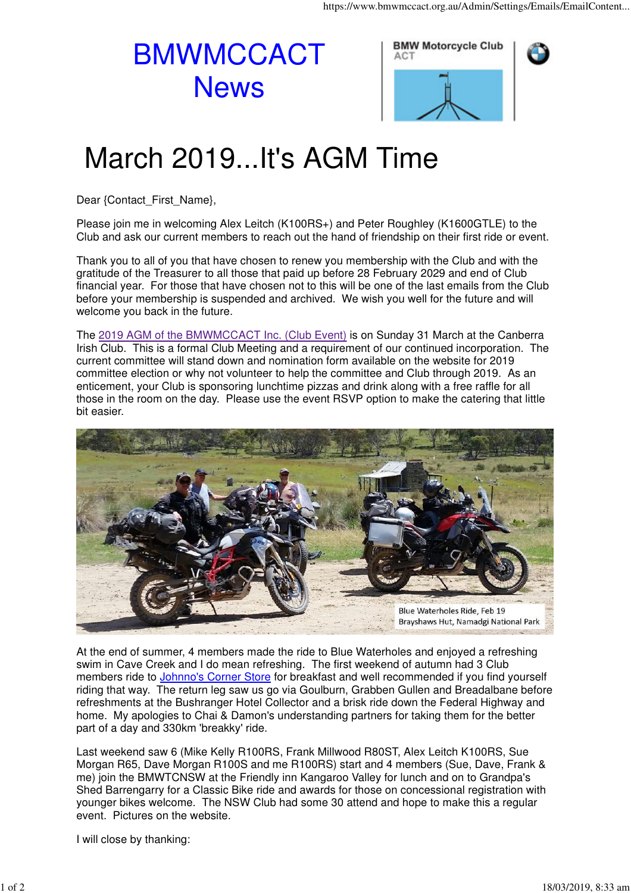# BMWMCCACT News

BMW Motorcycle Club ACT

# March 2019...It's AGM Time

Dear {Contact_First_Name},

Please join me in welcoming Alex Leitch (K100RS+) and Peter Roughley (K1600GTLE) to the Club and ask our current members to reach out the hand of friendship on their first ride or event.

Thank you to all of you that have chosen to renew you membership with the Club and with the gratitude of the Treasurer to all those that paid up before 28 February 2029 and end of Club financial year. For those that have chosen not to this will be one of the last emails from the Club before your membership is suspended and archived. We wish you well for the future and will welcome you back in the future.

The 2019 AGM of the BMWMCCACT Inc. (Club Event) is on Sunday 31 March at the Canberra Irish Club. This is a formal Club Meeting and a requirement of our continued incorporation. The current committee will stand down and nomination form available on the website for 2019 committee election or why not volunteer to help the committee and Club through 2019. As an enticement, your Club is sponsoring lunchtime pizzas and drink along with a free raffle for all those in the room on the day. Please use the event RSVP option to make the catering that little bit easier.

Blue Waterholes Ride, Feb 19
Brayshaws Hut, Namadgi National Park

At the end of summer, 4 members made the ride to Blue Waterholes and enjoyed a refreshing swim in Cave Creek and I do mean refreshing. The first weekend of autumn had 3 Club members ride to Johnno's Corner Store for breakfast and well recommended if you find yourself riding that way. The return leg saw us go via Goulburn, Grabben Gullen and Breadalbane before refreshments at the Bushranger Hotel Collector and a brisk ride down the Federal Highway and home. My apologies to Chai & Damon's understanding partners for taking them for the better part of a day and 330km 'breakky' ride.

Last weekend saw 6 (Mike Kelly R100RS, Frank Millwood R80ST, Alex Leitch K100RS, Sue Morgan R65, Dave Morgan R100S and me R100RS) start and 4 members (Sue, Dave, Frank & me) join the BMWTCNSW at the Friendly inn Kangaroo Valley for lunch and on to Grandpa's Shed Barrengarry for a Classic Bike ride and awards for those on concessional registration with younger bikes welcome. The NSW Club had some 30 attend and hope to make this a regular event. Pictures on the website.

I will close by thanking: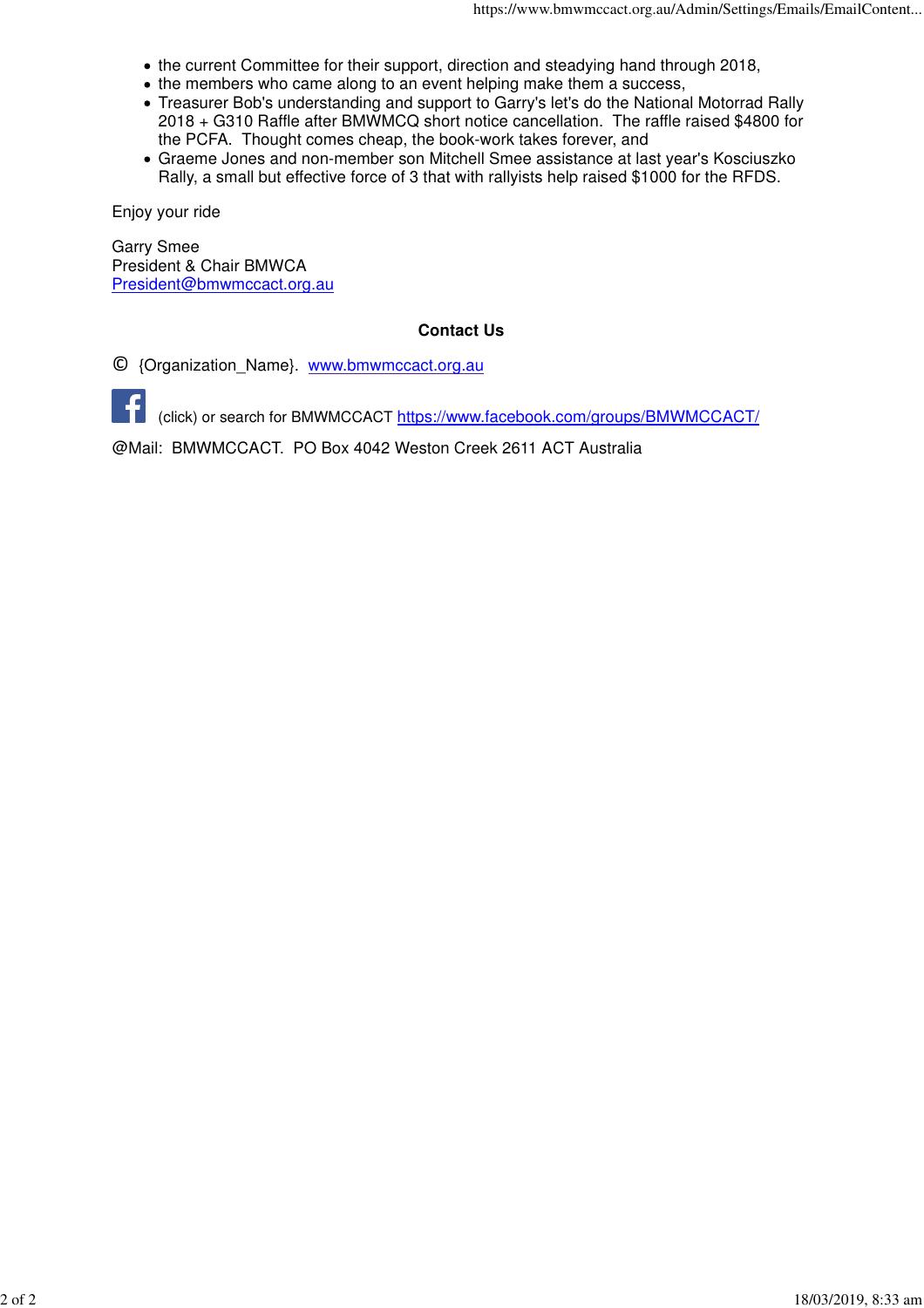- the current Committee for their support, direction and steadying hand through 2018,
- the members who came along to an event helping make them a success,
- Treasurer Bob's understanding and support to Garry's let's do the National Motorrad Rally 2018 + G310 Raffle after BMWMCQ short notice cancellation. The raffle raised $4800 for the PCFA. Thought comes cheap, the book-work takes forever, and
- Graeme Jones and non-member son Mitchell Smee assistance at last year's Kosciuszko Rally, a small but effective force of 3 that with rallyists help raised $1000 for the RFDS.

Enjoy your ride

Garry Smee
President & Chair BMWCA
President@bmwmccact.org.au

**Contact Us**

© {Organization_Name}. www.bmwmccact.org.au

(click) or search for BMWMCCACT https://www.facebook.com/groups/BMWMCCACT/

@Mail: BMWMCCACT. PO Box 4042 Weston Creek 2611 ACT Australia